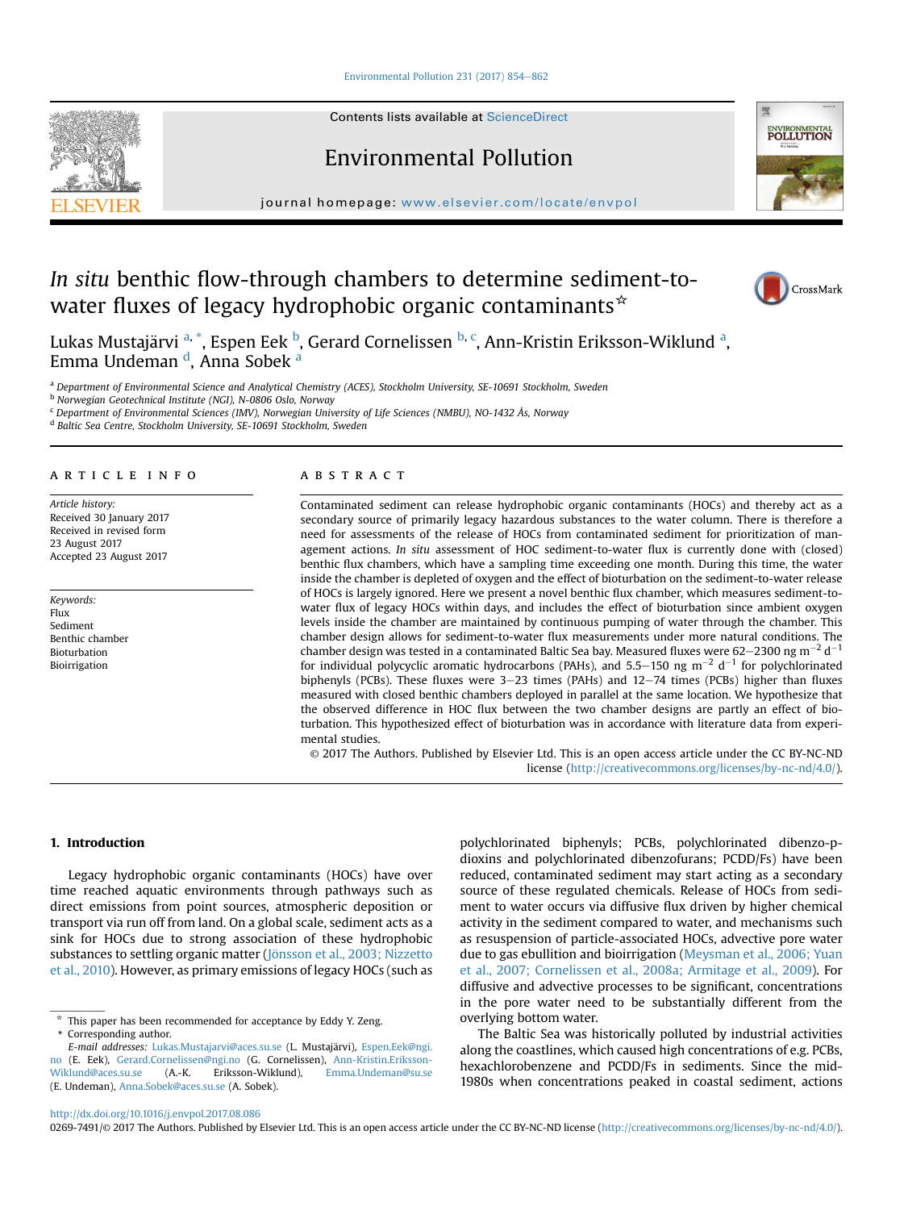# *In situ* benthic flow-through chambers to determine sediment-to-water fluxes of legacy hydrophobic organic contaminants[☆]

Lukas Mustajärvi [a, *], Espen Eek [b], Gerard Cornelissen [b, c], Ann-Kristin Eriksson-Wiklund [a], Emma Undeman [d], Anna Sobek [a]

[a] Department of Environmental Science and Analytical Chemistry (ACES), Stockholm University, SE-10691 Stockholm, Sweden
[b] Norwegian Geotechnical Institute (NGI), N-0806 Oslo, Norway
[c] Department of Environmental Sciences (IMV), Norwegian University of Life Sciences (NMBU), NO-1432 Ås, Norway
[d] Baltic Sea Centre, Stockholm University, SE-10691 Stockholm, Sweden

## ARTICLE INFO

*Article history:*
Received 30 January 2017
Received in revised form
23 August 2017
Accepted 23 August 2017

*Keywords:*
Flux
Sediment
Benthic chamber
Bioturbation
Bioirrigation

## ABSTRACT

Contaminated sediment can release hydrophobic organic contaminants (HOCs) and thereby act as a secondary source of primarily legacy hazardous substances to the water column. There is therefore a need for assessments of the release of HOCs from contaminated sediment for prioritization of management actions. *In situ* assessment of HOC sediment-to-water flux is currently done with (closed) benthic flux chambers, which have a sampling time exceeding one month. During this time, the water inside the chamber is depleted of oxygen and the effect of bioturbation on the sediment-to-water release of HOCs is largely ignored. Here we present a novel benthic flux chamber, which measures sediment-to-water flux of legacy HOCs within days, and includes the effect of bioturbation since ambient oxygen levels inside the chamber are maintained by continuous pumping of water through the chamber. This chamber design allows for sediment-to-water flux measurements under more natural conditions. The chamber design was tested in a contaminated Baltic Sea bay. Measured fluxes were 62–2300 ng $m^{-2}$ $d^{-1}$ for individual polycyclic aromatic hydrocarbons (PAHs), and 5.5–150 ng $m^{-2}$ $d^{-1}$ for polychlorinated biphenyls (PCBs). These fluxes were 3–23 times (PAHs) and 12–74 times (PCBs) higher than fluxes measured with closed benthic chambers deployed in parallel at the same location. We hypothesize that the observed difference in HOC flux between the two chamber designs are partly an effect of bioturbation. This hypothesized effect of bioturbation was in accordance with literature data from experimental studies.

© 2017 The Authors. Published by Elsevier Ltd. This is an open access article under the CC BY-NC-ND license (http://creativecommons.org/licenses/by-nc-nd/4.0/).

## 1. Introduction

Legacy hydrophobic organic contaminants (HOCs) have over time reached aquatic environments through pathways such as direct emissions from point sources, atmospheric deposition or transport via run off from land. On a global scale, sediment acts as a sink for HOCs due to strong association of these hydrophobic substances to settling organic matter (Jönsson et al., 2003; Nizzetto et al., 2010). However, as primary emissions of legacy HOCs (such as polychlorinated biphenyls; PCBs, polychlorinated dibenzo-p-dioxins and polychlorinated dibenzofurans; PCDD/Fs) have been reduced, contaminated sediment may start acting as a secondary source of these regulated chemicals. Release of HOCs from sediment to water occurs via diffusive flux driven by higher chemical activity in the sediment compared to water, and mechanisms such as resuspension of particle-associated HOCs, advective pore water due to gas ebullition and bioirrigation (Meysman et al., 2006; Yuan et al., 2007; Cornelissen et al., 2008a; Armitage et al., 2009). For diffusive and advective processes to be significant, concentrations in the pore water need to be substantially different from the overlying bottom water.

The Baltic Sea was historically polluted by industrial activities along the coastlines, which caused high concentrations of e.g. PCBs, hexachlorobenzene and PCDD/Fs in sediments. Since the mid-1980s when concentrations peaked in coastal sediment, actions

[☆] This paper has been recommended for acceptance by Eddy Y. Zeng.
\* Corresponding author.
*E-mail addresses:* Lukas.Mustajarvi@aces.su.se (L. Mustajärvi), Espen.Eek@ngi.no (E. Eek), Gerard.Cornelissen@ngi.no (G. Cornelissen), Ann-Kristin.Eriksson-Wiklund@aces.su.se (A.-K. Eriksson-Wiklund), Emma.Undeman@su.se (E. Undeman), Anna.Sobek@aces.su.se (A. Sobek).

http://dx.doi.org/10.1016/j.envpol.2017.08.086
0269-7491/© 2017 The Authors. Published by Elsevier Ltd. This is an open access article under the CC BY-NC-ND license (http://creativecommons.org/licenses/by-nc-nd/4.0/).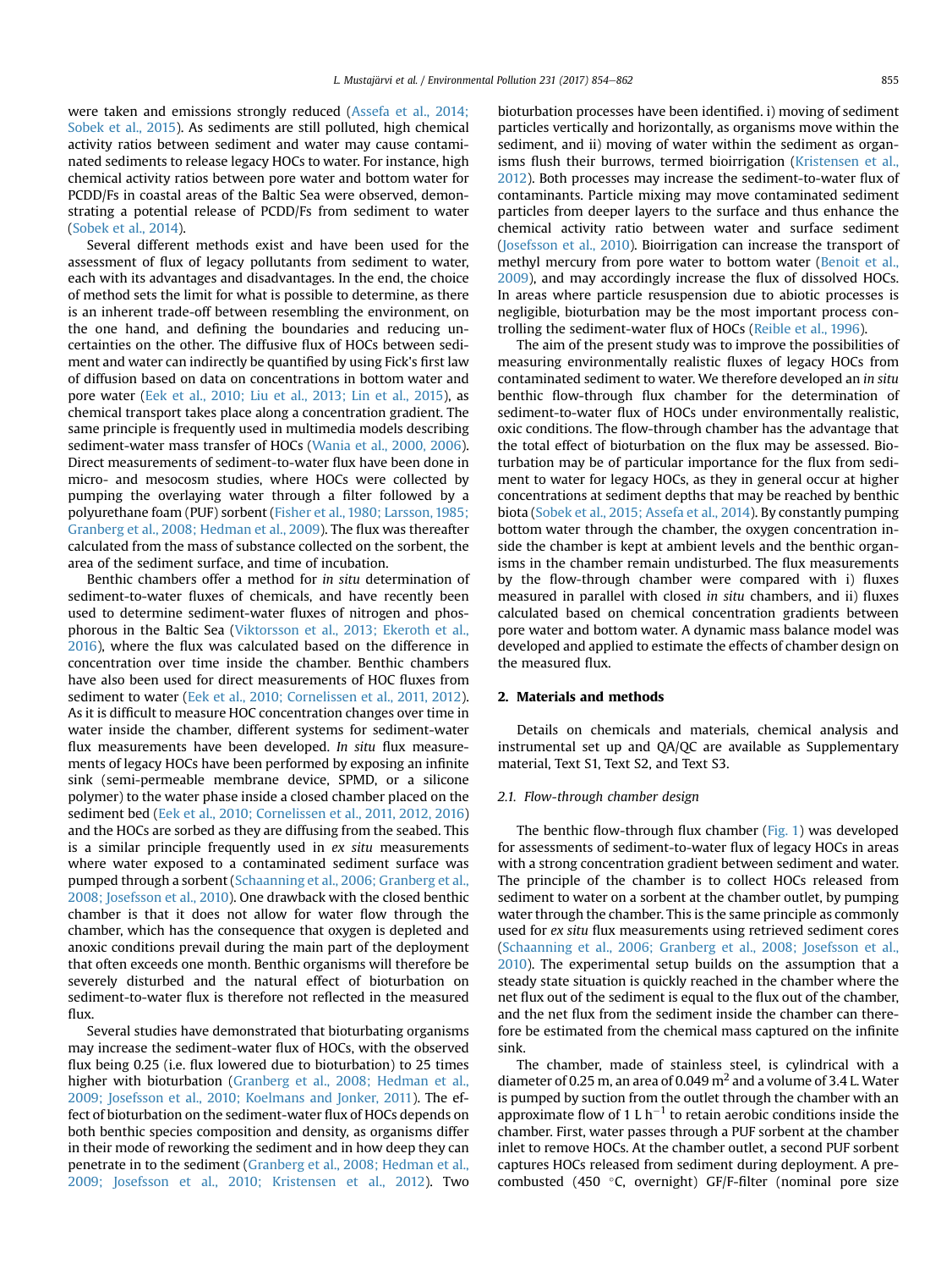were taken and emissions strongly reduced (Assefa et al., 2014; Sobek et al., 2015). As sediments are still polluted, high chemical activity ratios between sediment and water may cause contaminated sediments to release legacy HOCs to water. For instance, high chemical activity ratios between pore water and bottom water for PCDD/Fs in coastal areas of the Baltic Sea were observed, demonstrating a potential release of PCDD/Fs from sediment to water (Sobek et al., 2014).

Several different methods exist and have been used for the assessment of flux of legacy pollutants from sediment to water, each with its advantages and disadvantages. In the end, the choice of method sets the limit for what is possible to determine, as there is an inherent trade-off between resembling the environment, on the one hand, and defining the boundaries and reducing uncertainties on the other. The diffusive flux of HOCs between sediment and water can indirectly be quantified by using Fick's first law of diffusion based on data on concentrations in bottom water and pore water (Eek et al., 2010; Liu et al., 2013; Lin et al., 2015), as chemical transport takes place along a concentration gradient. The same principle is frequently used in multimedia models describing sediment-water mass transfer of HOCs (Wania et al., 2000, 2006). Direct measurements of sediment-to-water flux have been done in micro- and mesocosm studies, where HOCs were collected by pumping the overlaying water through a filter followed by a polyurethane foam (PUF) sorbent (Fisher et al., 1980; Larsson, 1985; Granberg et al., 2008; Hedman et al., 2009). The flux was thereafter calculated from the mass of substance collected on the sorbent, the area of the sediment surface, and time of incubation.

Benthic chambers offer a method for *in situ* determination of sediment-to-water fluxes of chemicals, and have recently been used to determine sediment-water fluxes of nitrogen and phosphorous in the Baltic Sea (Viktorsson et al., 2013; Ekeroth et al., 2016), where the flux was calculated based on the difference in concentration over time inside the chamber. Benthic chambers have also been used for direct measurements of HOC fluxes from sediment to water (Eek et al., 2010; Cornelissen et al., 2011, 2012). As it is difficult to measure HOC concentration changes over time in water inside the chamber, different systems for sediment-water flux measurements have been developed. *In situ* flux measurements of legacy HOCs have been performed by exposing an infinite sink (semi-permeable membrane device, SPMD, or a silicone polymer) to the water phase inside a closed chamber placed on the sediment bed (Eek et al., 2010; Cornelissen et al., 2011, 2012, 2016) and the HOCs are sorbed as they are diffusing from the seabed. This is a similar principle frequently used in *ex situ* measurements where water exposed to a contaminated sediment surface was pumped through a sorbent (Schaanning et al., 2006; Granberg et al., 2008; Josefsson et al., 2010). One drawback with the closed benthic chamber is that it does not allow for water flow through the chamber, which has the consequence that oxygen is depleted and anoxic conditions prevail during the main part of the deployment that often exceeds one month. Benthic organisms will therefore be severely disturbed and the natural effect of bioturbation on sediment-to-water flux is therefore not reflected in the measured flux.

Several studies have demonstrated that bioturbating organisms may increase the sediment-water flux of HOCs, with the observed flux being 0.25 (i.e. flux lowered due to bioturbation) to 25 times higher with bioturbation (Granberg et al., 2008; Hedman et al., 2009; Josefsson et al., 2010; Koelmans and Jonker, 2011). The effect of bioturbation on the sediment-water flux of HOCs depends on both benthic species composition and density, as organisms differ in their mode of reworking the sediment and in how deep they can penetrate in to the sediment (Granberg et al., 2008; Hedman et al., 2009; Josefsson et al., 2010; Kristensen et al., 2012). Two bioturbation processes have been identified. i) moving of sediment particles vertically and horizontally, as organisms move within the sediment, and ii) moving of water within the sediment as organisms flush their burrows, termed bioirrigation (Kristensen et al., 2012). Both processes may increase the sediment-to-water flux of contaminants. Particle mixing may move contaminated sediment particles from deeper layers to the surface and thus enhance the chemical activity ratio between water and surface sediment (Josefsson et al., 2010). Bioirrigation can increase the transport of methyl mercury from pore water to bottom water (Benoit et al., 2009), and may accordingly increase the flux of dissolved HOCs. In areas where particle resuspension due to abiotic processes is negligible, bioturbation may be the most important process controlling the sediment-water flux of HOCs (Reible et al., 1996).

The aim of the present study was to improve the possibilities of measuring environmentally realistic fluxes of legacy HOCs from contaminated sediment to water. We therefore developed an *in situ* benthic flow-through flux chamber for the determination of sediment-to-water flux of HOCs under environmentally realistic, oxic conditions. The flow-through chamber has the advantage that the total effect of bioturbation on the flux may be assessed. Bioturbation may be of particular importance for the flux from sediment to water for legacy HOCs, as they in general occur at higher concentrations at sediment depths that may be reached by benthic biota (Sobek et al., 2015; Assefa et al., 2014). By constantly pumping bottom water through the chamber, the oxygen concentration inside the chamber is kept at ambient levels and the benthic organisms in the chamber remain undisturbed. The flux measurements by the flow-through chamber were compared with i) fluxes measured in parallel with closed *in situ* chambers, and ii) fluxes calculated based on chemical concentration gradients between pore water and bottom water. A dynamic mass balance model was developed and applied to estimate the effects of chamber design on the measured flux.

## 2. Materials and methods

Details on chemicals and materials, chemical analysis and instrumental set up and QA/QC are available as Supplementary material, Text S1, Text S2, and Text S3.

### 2.1. Flow-through chamber design

The benthic flow-through flux chamber (Fig. 1) was developed for assessments of sediment-to-water flux of legacy HOCs in areas with a strong concentration gradient between sediment and water. The principle of the chamber is to collect HOCs released from sediment to water on a sorbent at the chamber outlet, by pumping water through the chamber. This is the same principle as commonly used for *ex situ* flux measurements using retrieved sediment cores (Schaanning et al., 2006; Granberg et al., 2008; Josefsson et al., 2010). The experimental setup builds on the assumption that a steady state situation is quickly reached in the chamber where the net flux out of the sediment is equal to the flux out of the chamber, and the net flux from the sediment inside the chamber can therefore be estimated from the chemical mass captured on the infinite sink.

The chamber, made of stainless steel, is cylindrical with a diameter of 0.25 m, an area of 0.049 $m^2$ and a volume of 3.4 L. Water is pumped by suction from the outlet through the chamber with an approximate flow of 1 L $h^{-1}$ to retain aerobic conditions inside the chamber. First, water passes through a PUF sorbent at the chamber inlet to remove HOCs. At the chamber outlet, a second PUF sorbent captures HOCs released from sediment during deployment. A pre-combusted (450 °C, overnight) GF/F-filter (nominal pore size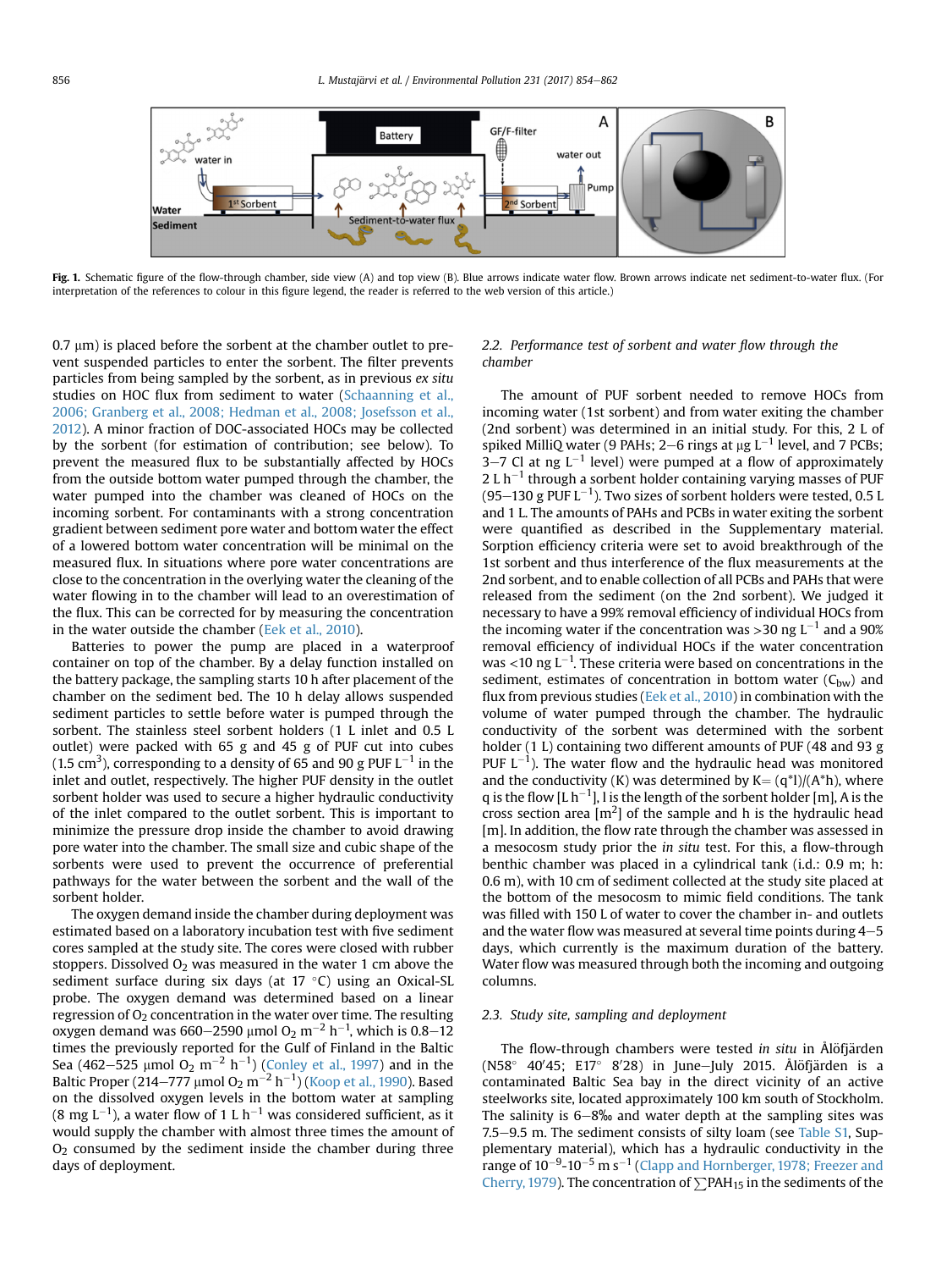Fig. 1. Schematic figure of the flow-through chamber, side view (A) and top view (B). Blue arrows indicate water flow. Brown arrows indicate net sediment-to-water flux. (For interpretation of the references to colour in this figure legend, the reader is referred to the web version of this article.)

0.7 μm) is placed before the sorbent at the chamber outlet to prevent suspended particles to enter the sorbent. The filter prevents particles from being sampled by the sorbent, as in previous *ex situ* studies on HOC flux from sediment to water (Schaanning et al., 2006; Granberg et al., 2008; Hedman et al., 2008; Josefsson et al., 2012). A minor fraction of DOC-associated HOCs may be collected by the sorbent (for estimation of contribution; see below). To prevent the measured flux to be substantially affected by HOCs from the outside bottom water pumped through the chamber, the water pumped into the chamber was cleaned of HOCs on the incoming sorbent. For contaminants with a strong concentration gradient between sediment pore water and bottom water the effect of a lowered bottom water concentration will be minimal on the measured flux. In situations where pore water concentrations are close to the concentration in the overlying water the cleaning of the water flowing in to the chamber will lead to an overestimation of the flux. This can be corrected for by measuring the concentration in the water outside the chamber (Eek et al., 2010).

Batteries to power the pump are placed in a waterproof container on top of the chamber. By a delay function installed on the battery package, the sampling starts 10 h after placement of the chamber on the sediment bed. The 10 h delay allows suspended sediment particles to settle before water is pumped through the sorbent. The stainless steel sorbent holders (1 L inlet and 0.5 L outlet) were packed with 65 g and 45 g of PUF cut into cubes (1.5 $cm^3$), corresponding to a density of 65 and 90 g PUF $L^{-1}$ in the inlet and outlet, respectively. The higher PUF density in the outlet sorbent holder was used to secure a higher hydraulic conductivity of the inlet compared to the outlet sorbent. This is important to minimize the pressure drop inside the chamber to avoid drawing pore water into the chamber. The small size and cubic shape of the sorbents were used to prevent the occurrence of preferential pathways for the water between the sorbent and the wall of the sorbent holder.

The oxygen demand inside the chamber during deployment was estimated based on a laboratory incubation test with five sediment cores sampled at the study site. The cores were closed with rubber stoppers. Dissolved $O_2$ was measured in the water 1 cm above the sediment surface during six days (at 17 °C) using an Oxical-SL probe. The oxygen demand was determined based on a linear regression of $O_2$ concentration in the water over time. The resulting oxygen demand was 660–2590 μmol $O_2$ $m^{-2}$ $h^{-1}$, which is 0.8–12 times the previously reported for the Gulf of Finland in the Baltic Sea (462–525 μmol $O_2$ $m^{-2}$ $h^{-1}$) (Conley et al., 1997) and in the Baltic Proper (214–777 μmol $O_2$ $m^{-2}$ $h^{-1}$) (Koop et al., 1990). Based on the dissolved oxygen levels in the bottom water at sampling (8 mg $L^{-1}$), a water flow of 1 L $h^{-1}$ was considered sufficient, as it would supply the chamber with almost three times the amount of $O_2$ consumed by the sediment inside the chamber during three days of deployment.

## 2.2. Performance test of sorbent and water flow through the chamber

The amount of PUF sorbent needed to remove HOCs from incoming water (1st sorbent) and from water exiting the chamber (2nd sorbent) was determined in an initial study. For this, 2 L of spiked MilliQ water (9 PAHs; 2–6 rings at μg $L^{-1}$ level, and 7 PCBs; 3–7 Cl at ng $L^{-1}$ level) were pumped at a flow of approximately 2 L $h^{-1}$ through a sorbent holder containing varying masses of PUF (95–130 g PUF $L^{-1}$). Two sizes of sorbent holders were tested, 0.5 L and 1 L. The amounts of PAHs and PCBs in water exiting the sorbent were quantified as described in the Supplementary material. Sorption efficiency criteria were set to avoid breakthrough of the 1st sorbent and thus interference of the flux measurements at the 2nd sorbent, and to enable collection of all PCBs and PAHs that were released from the sediment (on the 2nd sorbent). We judged it necessary to have a 99% removal efficiency of individual HOCs from the incoming water if the concentration was >30 ng $L^{-1}$ and a 90% removal efficiency of individual HOCs if the water concentration was <10 ng $L^{-1}$. These criteria were based on concentrations in the sediment, estimates of concentration in bottom water ($C_{bw}$) and flux from previous studies (Eek et al., 2010) in combination with the volume of water pumped through the chamber. The hydraulic conductivity of the sorbent was determined with the sorbent holder (1 L) containing two different amounts of PUF (48 and 93 g PUF $L^{-1}$). The water flow and the hydraulic head was monitored and the conductivity (K) was determined by $K = (q*l)/(A*h)$, where q is the flow [L $h^{-1}$], l is the length of the sorbent holder [m], A is the cross section area [$m^2$] of the sample and h is the hydraulic head [m]. In addition, the flow rate through the chamber was assessed in a mesocosm study prior the *in situ* test. For this, a flow-through benthic chamber was placed in a cylindrical tank (i.d.: 0.9 m; h: 0.6 m), with 10 cm of sediment collected at the study site placed at the bottom of the mesocosm to mimic field conditions. The tank was filled with 150 L of water to cover the chamber in- and outlets and the water flow was measured at several time points during 4–5 days, which currently is the maximum duration of the battery. Water flow was measured through both the incoming and outgoing columns.

## 2.3. Study site, sampling and deployment

The flow-through chambers were tested *in situ* in Ålöfjärden (N58° 40′45; E17° 8′28) in June–July 2015. Ålöfjärden is a contaminated Baltic Sea bay in the direct vicinity of an active steelworks site, located approximately 100 km south of Stockholm. The salinity is 6–8‰ and water depth at the sampling sites was 7.5–9.5 m. The sediment consists of silty loam (see Table S1, Supplementary material), which has a hydraulic conductivity in the range of $10^{-9}$-$10^{-5}$ m $s^{-1}$ (Clapp and Hornberger, 1978; Freezer and Cherry, 1979). The concentration of $\sum PAH_{15}$ in the sediments of the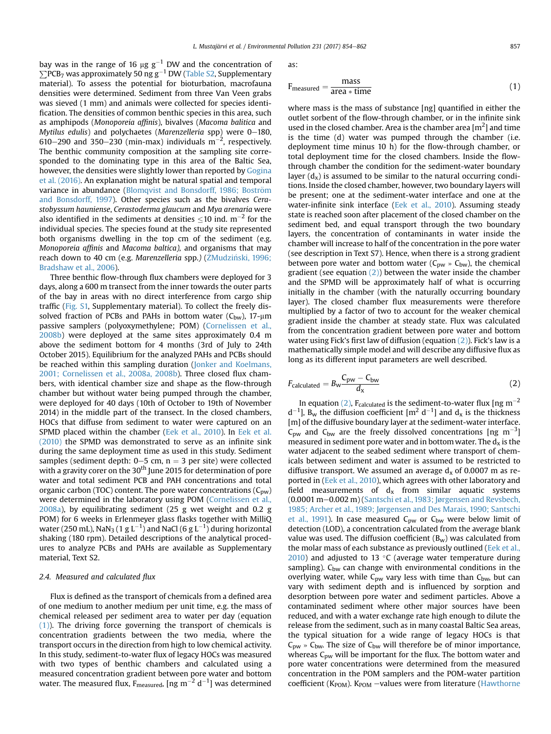bay was in the range of 16 μg $g^{-1}$ DW and the concentration of $\sum PCB_7$ was approximately 50 ng $g^{-1}$ DW (Table S2, Supplementary material). To assess the potential for bioturbation, macrofauna densities were determined. Sediment from three Van Veen grabs was sieved (1 mm) and animals were collected for species identification. The densities of common benthic species in this area, such as amphipods (*Monoporeia affinis*), bivalves (*Macoma balitica* and *Mytilus edulis*) and polychaetes (*Marenzelleria* spp) were 0–180, 610–290 and 350–230 (min-max) individuals $m^{-2}$, respectively. The benthic community composition at the sampling site corresponded to the dominating type in this area of the Baltic Sea, however, the densities were slightly lower than reported by Gogina et al. (2016). An explanation might be natural spatial and temporal variance in abundance (Blomqvist and Bonsdorff, 1986; Boström and Bonsdorff, 1997). Other species such as the bivalves *Cerastobyssum hauniense*, *Cerastoderma glaucum* and *Mya arenaria* were also identified in the sediments at densities ≤10 ind. $m^{-2}$ for the individual species. The species found at the study site represented both organisms dwelling in the top cm of the sediment (e.g. *Monoporeia affinis* and *Macoma baltica),* and organisms that may reach down to 40 cm (e.g. *Marenzelleria* spp.*)* (ŻMudziński, 1996; Bradshaw et al., 2006).

Three benthic flow-through flux chambers were deployed for 3 days, along a 600 m transect from the inner towards the outer parts of the bay in areas with no direct interference from cargo ship traffic (Fig. S1, Supplementary material). To collect the freely dissolved fraction of PCBs and PAHs in bottom water ($C_{bw}$), 17-μm passive samplers (polyoxymethylene; POM) (Cornelissen et al., 2008b) were deployed at the same sites approximately 0.4 m above the sediment bottom for 4 months (3rd of July to 24th October 2015). Equilibrium for the analyzed PAHs and PCBs should be reached within this sampling duration (Jonker and Koelmans, 2001; Cornelissen et al., 2008a, 2008b). Three closed flux chambers, with identical chamber size and shape as the flow-through chamber but without water being pumped through the chamber, were deployed for 40 days (10th of October to 19th of November 2014) in the middle part of the transect. In the closed chambers, HOCs that diffuse from sediment to water were captured on an SPMD placed within the chamber (Eek et al., 2010). In Eek et al. (2010) the SPMD was demonstrated to serve as an infinite sink during the same deployment time as used in this study. Sediment samples (sediment depth: 0–5 cm, n = 3 per site) were collected with a gravity corer on the 30th June 2015 for determination of pore water and total sediment PCB and PAH concentrations and total organic carbon (TOC) content. The pore water concentrations ($C_{pw}$) were determined in the laboratory using POM (Cornelissen et al., 2008a), by equilibrating sediment (25 g wet weight and 0.2 g POM) for 6 weeks in Erlenmeyer glass flasks together with MilliQ water (250 mL), $NaN_3$ (1 g $L^{-1}$) and NaCl (6 g $L^{-1}$) during horizontal shaking (180 rpm). Detailed descriptions of the analytical procedures to analyze PCBs and PAHs are available as Supplementary material, Text S2.

### 2.4. Measured and calculated flux

Flux is defined as the transport of chemicals from a defined area of one medium to another medium per unit time, e.g. the mass of chemical released per sediment area to water per day (equation (1)). The driving force governing the transport of chemicals is concentration gradients between the two media, where the transport occurs in the direction from high to low chemical activity. In this study, sediment-to-water flux of legacy HOCs was measured with two types of benthic chambers and calculated using a measured concentration gradient between pore water and bottom water. The measured flux, $F_{measured}$, [ng $m^{-2}$ $d^{-1}$] was determined as:

$$F_{measured} = \frac{mass}{area * time} \tag{1}$$

where mass is the mass of substance [ng] quantified in either the outlet sorbent of the flow-through chamber, or in the infinite sink used in the closed chamber. Area is the chamber area [$m^2$] and time is the time (d) water was pumped through the chamber (i.e. deployment time minus 10 h) for the flow-through chamber, or total deployment time for the closed chambers. Inside the flow-through chamber the condition for the sediment-water boundary layer ($d_x$) is assumed to be similar to the natural occurring conditions. Inside the closed chamber, however, two boundary layers will be present; one at the sediment-water interface and one at the water-infinite sink interface (Eek et al., 2010). Assuming steady state is reached soon after placement of the closed chamber on the sediment bed, and equal transport through the two boundary layers, the concentration of contaminants in water inside the chamber will increase to half of the concentration in the pore water (see description in Text S7). Hence, when there is a strong gradient between pore water and bottom water ($C_{pw}$ » $C_{bw}$), the chemical gradient (see equation (2)) between the water inside the chamber and the SPMD will be approximately half of what is occurring initially in the chamber (with the naturally occurring boundary layer). The closed chamber flux measurements were therefore multiplied by a factor of two to account for the weaker chemical gradient inside the chamber at steady state. Flux was calculated from the concentration gradient between pore water and bottom water using Fick's first law of diffusion (equation (2)). Fick's law is a mathematically simple model and will describe any diffusive flux as long as its different input parameters are well described.

$$F_{calculated} = B_w \frac{C_{pw} - C_{bw}}{d_x} \tag{2}$$

In equation (2), $F_{calculated}$ is the sediment-to-water flux [ng $m^{-2}$ $d^{-1}$], $B_w$ the diffusion coefficient [$m^2$ $d^{-1}$] and $d_x$ is the thickness [m] of the diffusive boundary layer at the sediment-water interface. $C_{pw}$ and $C_{bw}$ are the freely dissolved concentrations [ng $m^{-3}$] measured in sediment pore water and in bottom water. The $d_x$ is the water adjacent to the seabed sediment where transport of chemicals between sediment and water is assumed to be restricted to diffusive transport. We assumed an average $d_x$ of 0.0007 m as reported in (Eek et al., 2010), which agrees with other laboratory and field measurements of $d_x$ from similar aquatic systems (0.0001 m–0.002 m) (Santschi et al., 1983; Jørgensen and Revsbech, 1985; Archer et al., 1989; Jørgensen and Des Marais, 1990; Santschi et al., 1991). In case measured $C_{pw}$ or $C_{bw}$ were below limit of detection (LOD), a concentration calculated from the average blank value was used. The diffusion coefficient ($B_w$) was calculated from the molar mass of each substance as previously outlined (Eek et al., 2010) and adjusted to 13 °C (average water temperature during sampling). $C_{bw}$ can change with environmental conditions in the overlying water, while $C_{pw}$ vary less with time than $C_{bw}$, but can vary with sediment depth and is influenced by sorption and desorption between pore water and sediment particles. Above a contaminated sediment where other major sources have been reduced, and with a water exchange rate high enough to dilute the release from the sediment, such as in many coastal Baltic Sea areas, the typical situation for a wide range of legacy HOCs is that $C_{pw}$ » $C_{bw}$. The size of $C_{bw}$ will therefore be of minor importance, whereas $C_{pw}$ will be important for the flux. The bottom water and pore water concentrations were determined from the measured concentration in the POM samplers and the POM-water partition coefficient ($K_{POM}$). $K_{POM}$ –values were from literature (Hawthorne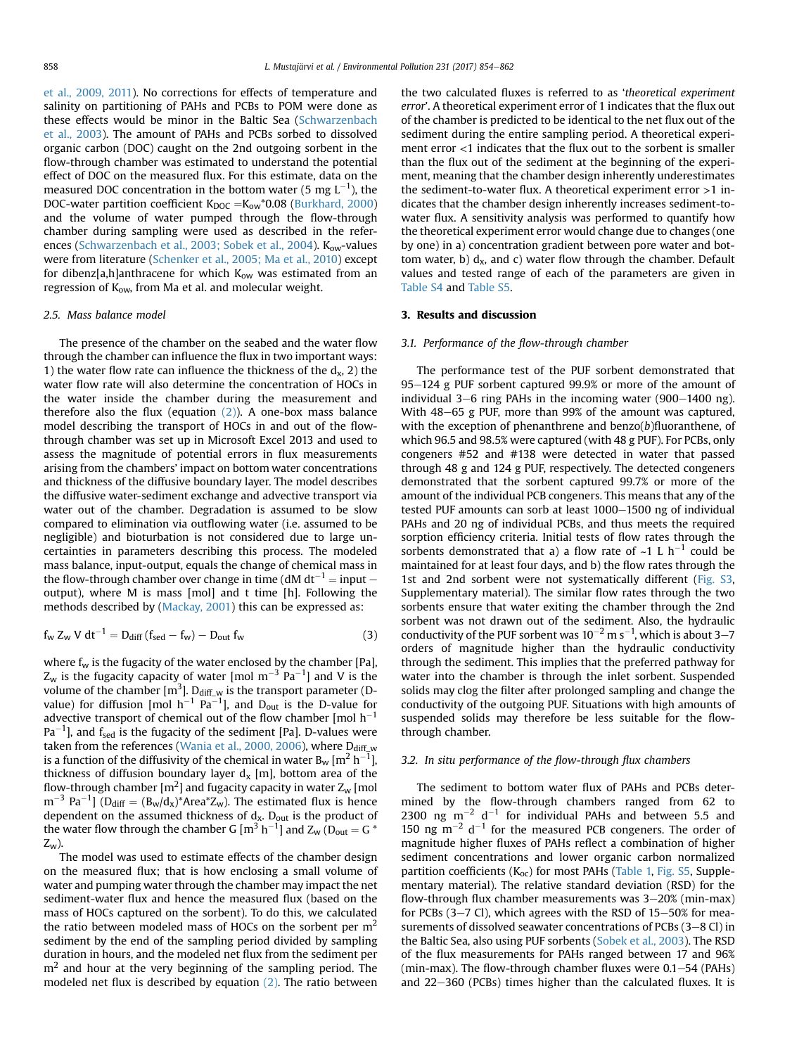et al., 2009, 2011). No corrections for effects of temperature and salinity on partitioning of PAHs and PCBs to POM were done as these effects would be minor in the Baltic Sea (Schwarzenbach et al., 2003). The amount of PAHs and PCBs sorbed to dissolved organic carbon (DOC) caught on the 2nd outgoing sorbent in the flow-through chamber was estimated to understand the potential effect of DOC on the measured flux. For this estimate, data on the measured DOC concentration in the bottom water (5 mg $L^{-1}$), the DOC-water partition coefficient $K_{DOC} = K_{ow}*0.08$ (Burkhard, 2000) and the volume of water pumped through the flow-through chamber during sampling were used as described in the references (Schwarzenbach et al., 2003; Sobek et al., 2004). $K_{ow}$-values were from literature (Schenker et al., 2005; Ma et al., 2010) except for dibenz[a,h]anthracene for which $K_{ow}$ was estimated from an regression of $K_{ow}$ from Ma et al. and molecular weight.

### 2.5. Mass balance model

The presence of the chamber on the seabed and the water flow through the chamber can influence the flux in two important ways: 1) the water flow rate can influence the thickness of the $d_x$, 2) the water flow rate will also determine the concentration of HOCs in the water inside the chamber during the measurement and therefore also the flux (equation (2)). A one-box mass balance model describing the transport of HOCs in and out of the flow-through chamber was set up in Microsoft Excel 2013 and used to assess the magnitude of potential errors in flux measurements arising from the chambers' impact on bottom water concentrations and thickness of the diffusive boundary layer. The model describes the diffusive water-sediment exchange and advective transport via water out of the chamber. Degradation is assumed to be slow compared to elimination via outflowing water (i.e. assumed to be negligible) and bioturbation is not considered due to large uncertainties in parameters describing this process. The modeled mass balance, input-output, equals the change of chemical mass in the flow-through chamber over change in time ($dM\, dt^{-1}$ = input − output), where M is mass [mol] and t time [h]. Following the methods described by (Mackay, 2001) this can be expressed as:

$$f_w Z_w V\, dt^{-1} = D_{diff}(f_{sed} - f_w) - D_{out} f_w \quad (3)$$

where $f_w$ is the fugacity of the water enclosed by the chamber [Pa], $Z_w$ is the fugacity capacity of water [mol $m^{-3}$ $Pa^{-1}$] and V is the volume of the chamber [$m^3$]. $D_{diff\_w}$ is the transport parameter (D-value) for diffusion [mol $h^{-1}$ $Pa^{-1}$], and $D_{out}$ is the D-value for advective transport of chemical out of the flow chamber [mol $h^{-1}$ $Pa^{-1}$], and $f_{sed}$ is the fugacity of the sediment [Pa]. D-values were taken from the references (Wania et al., 2000, 2006), where $D_{diff\_w}$ is a function of the diffusivity of the chemical in water $B_w$ [$m^2$ $h^{-1}$], thickness of diffusion boundary layer $d_x$ [m], bottom area of the flow-through chamber [$m^2$] and fugacity capacity in water $Z_w$ [mol $m^{-3}$ $Pa^{-1}$] ($D_{diff} = (B_w/d_x)$*Area*$Z_w$). The estimated flux is hence dependent on the assumed thickness of $d_x$. $D_{out}$ is the product of the water flow through the chamber G [$m^3$ $h^{-1}$] and $Z_w$ ($D_{out} = G * Z_w$).

The model was used to estimate effects of the chamber design on the measured flux; that is how enclosing a small volume of water and pumping water through the chamber may impact the net sediment-water flux and hence the measured flux (based on the mass of HOCs captured on the sorbent). To do this, we calculated the ratio between modeled mass of HOCs on the sorbent per $m^2$ sediment by the end of the sampling period divided by sampling duration in hours, and the modeled net flux from the sediment per $m^2$ and hour at the very beginning of the sampling period. The modeled net flux is described by equation (2). The ratio between the two calculated fluxes is referred to as '*theoretical experiment error*'. A theoretical experiment error of 1 indicates that the flux out of the chamber is predicted to be identical to the net flux out of the sediment during the entire sampling period. A theoretical experiment error <1 indicates that the flux out to the sorbent is smaller than the flux out of the sediment at the beginning of the experiment, meaning that the chamber design inherently underestimates the sediment-to-water flux. A theoretical experiment error >1 indicates that the chamber design inherently increases sediment-to-water flux. A sensitivity analysis was performed to quantify how the theoretical experiment error would change due to changes (one by one) in a) concentration gradient between pore water and bottom water, b) $d_x$, and c) water flow through the chamber. Default values and tested range of each of the parameters are given in Table S4 and Table S5.

## 3. Results and discussion

### 3.1. Performance of the flow-through chamber

The performance test of the PUF sorbent demonstrated that 95–124 g PUF sorbent captured 99.9% or more of the amount of individual 3–6 ring PAHs in the incoming water (900–1400 ng). With 48–65 g PUF, more than 99% of the amount was captured, with the exception of phenanthrene and benzo(*b*)fluoranthene, of which 96.5 and 98.5% were captured (with 48 g PUF). For PCBs, only congeners #52 and #138 were detected in water that passed through 48 g and 124 g PUF, respectively. The detected congeners demonstrated that the sorbent captured 99.7% or more of the amount of the individual PCB congeners. This means that any of the tested PUF amounts can sorb at least 1000–1500 ng of individual PAHs and 20 ng of individual PCBs, and thus meets the required sorption efficiency criteria. Initial tests of flow rates through the sorbents demonstrated that a) a flow rate of ~1 L $h^{-1}$ could be maintained for at least four days, and b) the flow rates through the 1st and 2nd sorbent were not systematically different (Fig. S3, Supplementary material). The similar flow rates through the two sorbents ensure that water exiting the chamber through the 2nd sorbent was not drawn out of the sediment. Also, the hydraulic conductivity of the PUF sorbent was $10^{-2}$ m $s^{-1}$, which is about 3–7 orders of magnitude higher than the hydraulic conductivity through the sediment. This implies that the preferred pathway for water into the chamber is through the inlet sorbent. Suspended solids may clog the filter after prolonged sampling and change the conductivity of the outgoing PUF. Situations with high amounts of suspended solids may therefore be less suitable for the flow-through chamber.

### 3.2. In situ performance of the flow-through flux chambers

The sediment to bottom water flux of PAHs and PCBs determined by the flow-through chambers ranged from 62 to 2300 ng $m^{-2}$ $d^{-1}$ for individual PAHs and between 5.5 and 150 ng $m^{-2}$ $d^{-1}$ for the measured PCB congeners. The order of magnitude higher fluxes of PAHs reflect a combination of higher sediment concentrations and lower organic carbon normalized partition coefficients ($K_{oc}$) for most PAHs (Table 1, Fig. S5, Supplementary material). The relative standard deviation (RSD) for the flow-through flux chamber measurements was 3–20% (min-max) for PCBs (3–7 Cl), which agrees with the RSD of 15–50% for measurements of dissolved seawater concentrations of PCBs (3–8 Cl) in the Baltic Sea, also using PUF sorbents (Sobek et al., 2003). The RSD of the flux measurements for PAHs ranged between 17 and 96% (min-max). The flow-through chamber fluxes were 0.1–54 (PAHs) and 22–360 (PCBs) times higher than the calculated fluxes. It is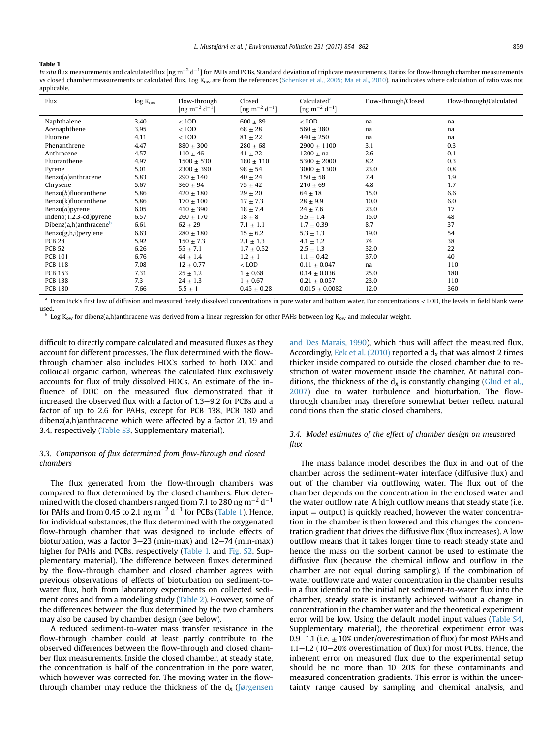**Table 1**
*In situ* flux measurements and calculated flux [ng $m^{-2}$ $d^{-1}$] for PAHs and PCBs. Standard deviation of triplicate measurements. Ratios for flow-through chamber measurements vs closed chamber measurements or calculated flux. Log $K_{ow}$ are from the references (Schenker et al., 2005; Ma et al., 2010). na indicates where calculation of ratio was not applicable.

| Flux | log $K_{ow}$ | Flow-through [ng $m^{-2}$ $d^{-1}$] | Closed [ng $m^{-2}$ $d^{-1}$] | Calculated[a] [ng $m^{-2}$ $d^{-1}$] | Flow-through/Closed | Flow-through/Calculated |
|---|---|---|---|---|---|---|
| Naphthalene | 3.40 | < LOD | 600 ± 89 | < LOD | na | na |
| Acenaphthene | 3.95 | < LOD | 68 ± 28 | 560 ± 380 | na | na |
| Fluorene | 4.11 | < LOD | 81 ± 22 | 440 ± 250 | na | na |
| Phenanthrene | 4.47 | 880 ± 300 | 280 ± 68 | 2900 ± 1100 | 3.1 | 0.3 |
| Anthracene | 4.57 | 110 ± 46 | 41 ± 22 | 1200 ± na | 2.6 | 0.1 |
| Fluoranthene | 4.97 | 1500 ± 530 | 180 ± 110 | 5300 ± 2000 | 8.2 | 0.3 |
| Pyrene | 5.01 | 2300 ± 390 | 98 ± 54 | 3000 ± 1300 | 23.0 | 0.8 |
| Benzo(*a*)anthracene | 5.83 | 290 ± 140 | 40 ± 24 | 150 ± 58 | 7.4 | 1.9 |
| Chrysene | 5.67 | 360 ± 94 | 75 ± 42 | 210 ± 69 | 4.8 | 1.7 |
| Benzo(*b*)fluoranthene | 5.86 | 420 ± 180 | 29 ± 20 | 64 ± 18 | 15.0 | 6.6 |
| Benzo(k)fluoranthene | 5.86 | 170 ± 100 | 17 ± 7.3 | 28 ± 9.9 | 10.0 | 6.0 |
| Benzo(*a*)pyrene | 6.05 | 410 ± 390 | 18 ± 7.4 | 24 ± 7.6 | 23.0 | 17 |
| Indeno(1.2.3-cd)pyrene | 6.57 | 260 ± 170 | 18 ± 8 | 5.5 ± 1.4 | 15.0 | 48 |
| Dibenz(a,h)anthracene[b] | 6.61 | 62 ± 29 | 7.1 ± 1.1 | 1.7 ± 0.39 | 8.7 | 37 |
| Benzo(g,h,i)perylene | 6.63 | 280 ± 180 | 15 ± 6.2 | 5.3 ± 1.3 | 19.0 | 54 |
| PCB 28 | 5.92 | 150 ± 7.3 | 2.1 ± 1.3 | 4.1 ± 1.2 | 74 | 38 |
| PCB 52 | 6.26 | 55 ± 7.1 | 1.7 ± 0.52 | 2.5 ± 1.3 | 32.0 | 22 |
| PCB 101 | 6.76 | 44 ± 1.4 | 1.2 ± 1 | 1.1 ± 0.42 | 37.0 | 40 |
| PCB 118 | 7.08 | 12 ± 0.77 | < LOD | 0.11 ± 0.047 | na | 110 |
| PCB 153 | 7.31 | 25 ± 1.2 | 1 ± 0.68 | 0.14 ± 0.036 | 25.0 | 180 |
| PCB 138 | 7.3 | 24 ± 1.3 | 1 ± 0.67 | 0.21 ± 0.057 | 23.0 | 110 |
| PCB 180 | 7.66 | 5.5 ± 1 | 0.45 ± 0.28 | 0.015 ± 0.0082 | 12.0 | 360 |

[a] From Fick's first law of diffusion and measured freely dissolved concentrations in pore water and bottom water. For concentrations < LOD, the levels in field blank were used.
[b] Log $K_{ow}$ for dibenz(a,h)anthracene was derived from a linear regression for other PAHs between log $K_{ow}$ and molecular weight.

difficult to directly compare calculated and measured fluxes as they account for different processes. The flux determined with the flow-through chamber also includes HOCs sorbed to both DOC and colloidal organic carbon, whereas the calculated flux exclusively accounts for flux of truly dissolved HOCs. An estimate of the influence of DOC on the measured flux demonstrated that it increased the observed flux with a factor of 1.3–9.2 for PCBs and a factor of up to 2.6 for PAHs, except for PCB 138, PCB 180 and dibenz(a,h)anthracene which were affected by a factor 21, 19 and 3.4, respectively (Table S3, Supplementary material).

### 3.3. Comparison of flux determined from flow-through and closed chambers

The flux generated from the flow-through chambers was compared to flux determined by the closed chambers. Flux determined with the closed chambers ranged from 7.1 to 280 ng $m^{-2}$ $d^{-1}$ for PAHs and from 0.45 to 2.1 ng $m^{-2}$ $d^{-1}$ for PCBs (Table 1). Hence, for individual substances, the flux determined with the oxygenated flow-through chamber that was designed to include effects of bioturbation, was a factor 3–23 (min-max) and 12–74 (min-max) higher for PAHs and PCBs, respectively (Table 1, and Fig. S2, Supplementary material). The difference between fluxes determined by the flow-through chamber and closed chamber agrees with previous observations of effects of bioturbation on sediment-to-water flux, both from laboratory experiments on collected sediment cores and from a modeling study (Table 2). However, some of the differences between the flux determined by the two chambers may also be caused by chamber design (see below).

A reduced sediment-to-water mass transfer resistance in the flow-through chamber could at least partly contribute to the observed differences between the flow-through and closed chamber flux measurements. Inside the closed chamber, at steady state, the concentration is half of the concentration in the pore water, which however was corrected for. The moving water in the flow-through chamber may reduce the thickness of the $d_x$ (Jørgensen and Des Marais, 1990), which thus will affect the measured flux. Accordingly, Eek et al. (2010) reported a $d_x$ that was almost 2 times thicker inside compared to outside the closed chamber due to restriction of water movement inside the chamber. At natural conditions, the thickness of the $d_x$ is constantly changing (Glud et al., 2007) due to water turbulence and bioturbation. The flow-through chamber may therefore somewhat better reflect natural conditions than the static closed chambers.

### 3.4. Model estimates of the effect of chamber design on measured flux

The mass balance model describes the flux in and out of the chamber across the sediment-water interface (diffusive flux) and out of the chamber via outflowing water. The flux out of the chamber depends on the concentration in the enclosed water and the water outflow rate. A high outflow means that steady state (i.e. input = output) is quickly reached, however the water concentration in the chamber is then lowered and this changes the concentration gradient that drives the diffusive flux (flux increases). A low outflow means that it takes longer time to reach steady state and hence the mass on the sorbent cannot be used to estimate the diffusive flux (because the chemical inflow and outflow in the chamber are not equal during sampling). If the combination of water outflow rate and water concentration in the chamber results in a flux identical to the initial net sediment-to-water flux into the chamber, steady state is instantly achieved without a change in concentration in the chamber water and the theoretical experiment error will be low. Using the default model input values (Table S4, Supplementary material), the theoretical experiment error was 0.9–1.1 (i.e. ± 10% under/overestimation of flux) for most PAHs and 1.1–1.2 (10–20% overestimation of flux) for most PCBs. Hence, the inherent error on measured flux due to the experimental setup should be no more than 10–20% for these contaminants and measured concentration gradients. This error is within the uncertainty range caused by sampling and chemical analysis, and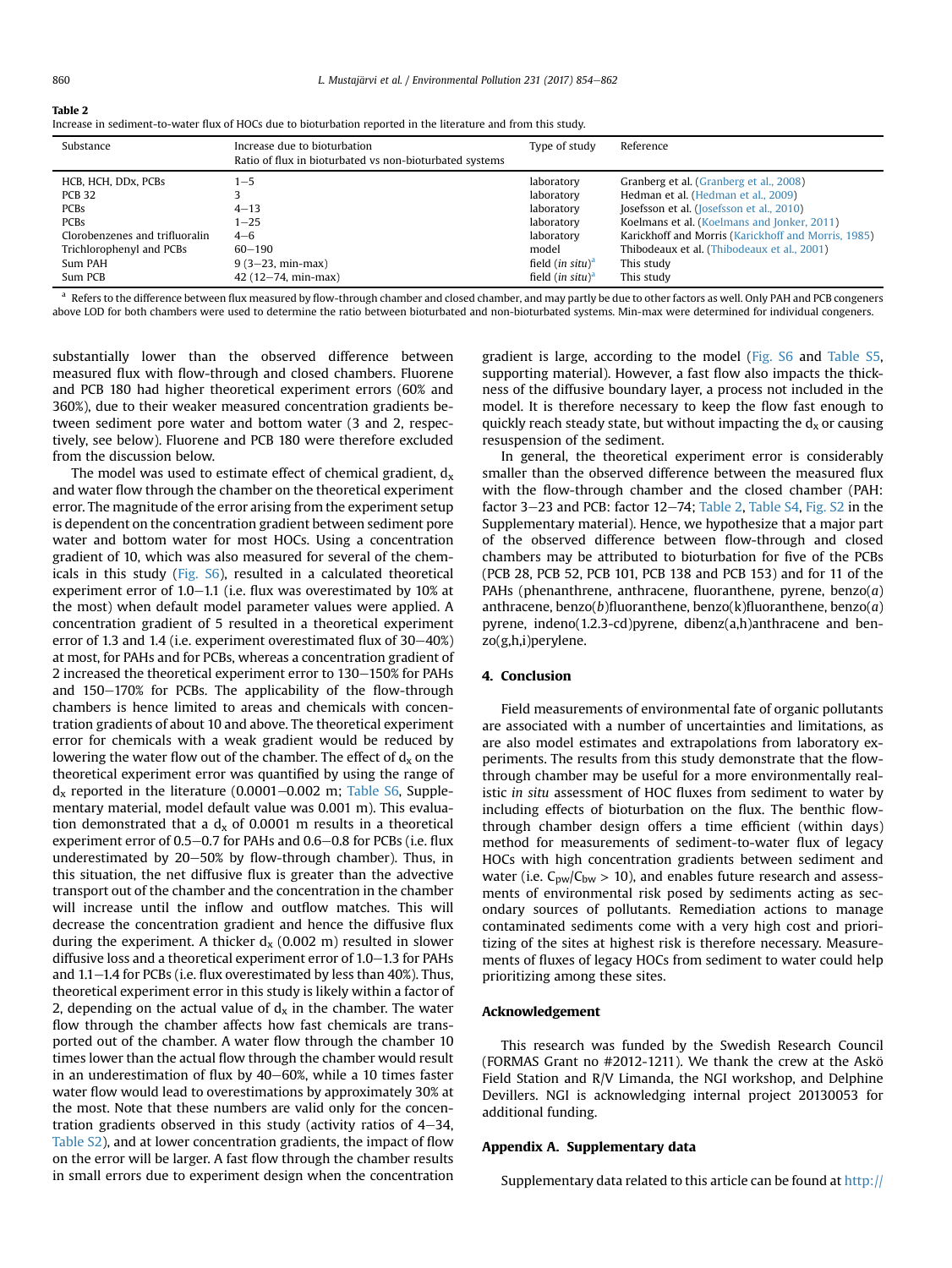Table 2

Increase in sediment-to-water flux of HOCs due to bioturbation reported in the literature and from this study.

| Substance | Increase due to bioturbation Ratio of flux in bioturbated vs non-bioturbated systems | Type of study | Reference |
|---|---|---|---|
| HCB, HCH, DDx, PCBs | 1–5 | laboratory | Granberg et al. (Granberg et al., 2008) |
| PCB 32 | 3 | laboratory | Hedman et al. (Hedman et al., 2009) |
| PCBs | 4–13 | laboratory | Josefsson et al. (Josefsson et al., 2010) |
| PCBs | 1–25 | laboratory | Koelmans et al. (Koelmans and Jonker, 2011) |
| Clorobenzenes and trifluoralin | 4–6 | laboratory | Karickhoff and Morris (Karickhoff and Morris, 1985) |
| Trichlorophenyl and PCBs | 60–190 | model | Thibodeaux et al. (Thibodeaux et al., 2001) |
| Sum PAH | 9 (3–23, min-max) | field (*in situ*)[a] | This study |
| Sum PCB | 42 (12–74, min-max) | field (*in situ*)[a] | This study |

[a] Refers to the difference between flux measured by flow-through chamber and closed chamber, and may partly be due to other factors as well. Only PAH and PCB congeners above LOD for both chambers were used to determine the ratio between bioturbated and non-bioturbated systems. Min-max were determined for individual congeners.

substantially lower than the observed difference between measured flux with flow-through and closed chambers. Fluorene and PCB 180 had higher theoretical experiment errors (60% and 360%), due to their weaker measured concentration gradients between sediment pore water and bottom water (3 and 2, respectively, see below). Fluorene and PCB 180 were therefore excluded from the discussion below.

The model was used to estimate effect of chemical gradient, $d_x$ and water flow through the chamber on the theoretical experiment error. The magnitude of the error arising from the experiment setup is dependent on the concentration gradient between sediment pore water and bottom water for most HOCs. Using a concentration gradient of 10, which was also measured for several of the chemicals in this study (Fig. S6), resulted in a calculated theoretical experiment error of 1.0–1.1 (i.e. flux was overestimated by 10% at the most) when default model parameter values were applied. A concentration gradient of 5 resulted in a theoretical experiment error of 1.3 and 1.4 (i.e. experiment overestimated flux of 30–40%) at most, for PAHs and for PCBs, whereas a concentration gradient of 2 increased the theoretical experiment error to 130–150% for PAHs and 150–170% for PCBs. The applicability of the flow-through chambers is hence limited to areas and chemicals with concentration gradients of about 10 and above. The theoretical experiment error for chemicals with a weak gradient would be reduced by lowering the water flow out of the chamber. The effect of $d_x$ on the theoretical experiment error was quantified by using the range of $d_x$ reported in the literature (0.0001–0.002 m; Table S6, Supplementary material, model default value was 0.001 m). This evaluation demonstrated that a $d_x$ of 0.0001 m results in a theoretical experiment error of 0.5–0.7 for PAHs and 0.6–0.8 for PCBs (i.e. flux underestimated by 20–50% by flow-through chamber). Thus, in this situation, the net diffusive flux is greater than the advective transport out of the chamber and the concentration in the chamber will increase until the inflow and outflow matches. This will decrease the concentration gradient and hence the diffusive flux during the experiment. A thicker $d_x$ (0.002 m) resulted in slower diffusive loss and a theoretical experiment error of 1.0–1.3 for PAHs and 1.1–1.4 for PCBs (i.e. flux overestimated by less than 40%). Thus, theoretical experiment error in this study is likely within a factor of 2, depending on the actual value of $d_x$ in the chamber. The water flow through the chamber affects how fast chemicals are transported out of the chamber. A water flow through the chamber 10 times lower than the actual flow through the chamber would result in an underestimation of flux by 40–60%, while a 10 times faster water flow would lead to overestimations by approximately 30% at the most. Note that these numbers are valid only for the concentration gradients observed in this study (activity ratios of 4–34, Table S2), and at lower concentration gradients, the impact of flow on the error will be larger. A fast flow through the chamber results in small errors due to experiment design when the concentration gradient is large, according to the model (Fig. S6 and Table S5, supporting material). However, a fast flow also impacts the thickness of the diffusive boundary layer, a process not included in the model. It is therefore necessary to keep the flow fast enough to quickly reach steady state, but without impacting the $d_x$ or causing resuspension of the sediment.

In general, the theoretical experiment error is considerably smaller than the observed difference between the measured flux with the flow-through chamber and the closed chamber (PAH: factor 3–23 and PCB: factor 12–74; Table 2, Table S4, Fig. S2 in the Supplementary material). Hence, we hypothesize that a major part of the observed difference between flow-through and closed chambers may be attributed to bioturbation for five of the PCBs (PCB 28, PCB 52, PCB 101, PCB 138 and PCB 153) and for 11 of the PAHs (phenanthrene, anthracene, fluoranthene, pyrene, benzo(*a*) anthracene, benzo(*b*)fluoranthene, benzo(k)fluoranthene, benzo(*a*) pyrene, indeno(1.2.3-cd)pyrene, dibenz(a,h)anthracene and benzo(g,h,i)perylene.

## 4. Conclusion

Field measurements of environmental fate of organic pollutants are associated with a number of uncertainties and limitations, as are also model estimates and extrapolations from laboratory experiments. The results from this study demonstrate that the flow-through chamber may be useful for a more environmentally realistic *in situ* assessment of HOC fluxes from sediment to water by including effects of bioturbation on the flux. The benthic flow-through chamber design offers a time efficient (within days) method for measurements of sediment-to-water flux of legacy HOCs with high concentration gradients between sediment and water (i.e. $C_{pw}/C_{bw} > 10$), and enables future research and assessments of environmental risk posed by sediments acting as secondary sources of pollutants. Remediation actions to manage contaminated sediments come with a very high cost and prioritizing of the sites at highest risk is therefore necessary. Measurements of fluxes of legacy HOCs from sediment to water could help prioritizing among these sites.

## Acknowledgement

This research was funded by the Swedish Research Council (FORMAS Grant no #2012-1211). We thank the crew at the Askö Field Station and R/V Limanda, the NGI workshop, and Delphine Devillers. NGI is acknowledging internal project 20130053 for additional funding.

## Appendix A. Supplementary data

Supplementary data related to this article can be found at http://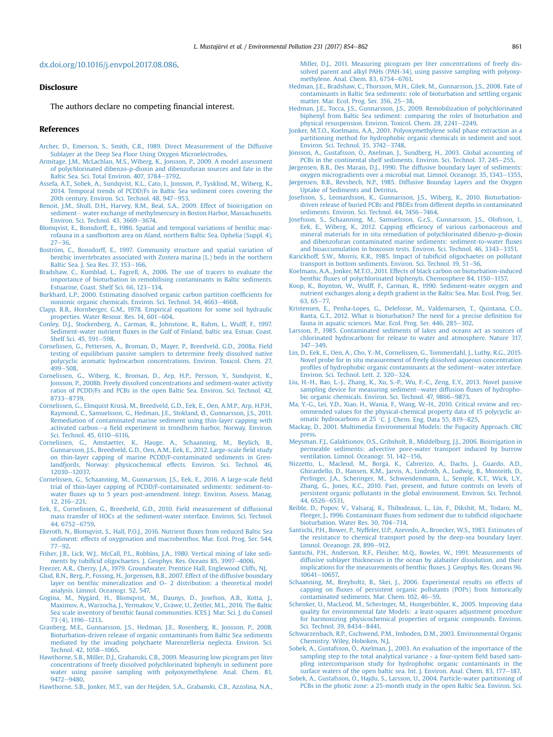dx.doi.org/10.1016/j.envpol.2017.08.086.

## Disclosure

The authors declare no competing financial interest.

## References

Archer, D., Emerson, S., Smith, C.R., 1989. Direct Measurement of the Diffusive Sublayer at the Deep Sea Floor Using Oxygen Microelectrodes.

Armitage, J.M., McLachlan, M.S., Wiberg, K., Jonsson, P., 2009. A model assessment of polychlorinated dibenzo-p-dioxin and dibenzofuran sources and fate in the Baltic Sea. Sci. Total Environ. 407, 3784–3792.

Assefa, A.T., Sobek, A., Sundqvist, K.L., Cato, I., Jonsson, P., Tysklind, M., Wiberg, K., 2014. Temporal trends of PCDD/Fs in Baltic Sea sediment cores covering the 20th century. Environ. Sci. Technol. 48, 947–953.

Benoit, J.M., Shull, D.H., Harvey, R.M., Beal, S.A., 2009. Effect of bioirrigation on sediment– water exchange of methylmercury in Boston Harbor, Massachusetts. Environ. Sci. Technol. 43, 3669–3674.

Blomqvist, E., Bonsdorff, E., 1986. Spatial and temporal variations of benthic macrofauna in a sandbottom area on Aland, northern Baltic Sea. Ophelia (Suppl. 4), 27–36.

Boström, C., Bonsdorff, E., 1997. Community structure and spatial variation of benthic invertebrates associated with Zostera marina (L.) beds in the northern Baltic Sea. J. Sea Res. 37, 153–166.

Bradshaw, C., Kumblad, L., Fagrell, A., 2006. The use of tracers to evaluate the importance of bioturbation in remobilising contaminants in Baltic sediments. Estuarine, Coast. Shelf Sci. 66, 123–134.

Burkhard, L.P., 2000. Estimating dissolved organic carbon partition coefficients for nonionic organic chemicals. Environ. Sci. Technol. 34, 4663–4668.

Clapp, R.B., Hornberger, G.M., 1978. Empirical equations for some soil hydraulic properties. Water Resour. Res. 14, 601–604.

Conley, D.J., Stockenberg, A., Carman, R., Johnstone, R., Rahm, L., Wulff, F., 1997. Sediment-water nutrient fluxes in the Gulf of Finland, baltic sea. Estuar. Coast. Shelf Sci. 45, 591–598.

Cornelissen, G., Pettersen, A., Broman, D., Mayer, P., Breedveld, G.D., 2008a. Field testing of equilibrium passive samplers to determine freely dissolved native polycyclic aromatic hydrocarbon concentrations. Environ. Toxicol. Chem. 27, 499–508.

Cornelissen, G., Wiberg, K., Broman, D., Arp, H.P., Persson, Y., Sundqvist, K., Jonsson, P., 2008b. Freely dissolved concentrations and sediment-water activity ratios of PCDD/Fs and PCBs in the open Baltic Sea. Environ. Sci. Technol. 42, 8733–8739.

Cornelissen, G., Elmquist Kruså, M., Breedveld, G.D., Eek, E., Oen, A.M.P., Arp, H.P.H., Raymond, C., Samuelsson, G., Hedman, J.E., Stokland, Ø., Gunnarsson, J.S., 2011. Remediation of contaminated marine sediment using thin-layer capping with activated carbon—a field experiment in trondheim harbor, Norway. Environ. Sci. Technol. 45, 6110–6116.

Cornelissen, G., Amstaetter, K., Hauge, A., Schaanning, M., Beylich, B., Gunnarsson, J.S., Breedveld, G.D., Oen, A.M., Eek, E., 2012. Large-scale field study on thin-layer capping of marine PCDD/F-contaminated sediments in Grenlandfjords, Norway: physicochemical effects. Environ. Sci. Technol. 46, 12030–12037.

Cornelissen, G., Schaanning, M., Gunnarsson, J.S., Eek, E., 2016. A large-scale field trial of thin-layer capping of PCDD/F-contaminated sediments: sediment-to-water fluxes up to 5 years post-amendment. Integr. Environ. Assess. Manag. 12, 216–221.

Eek, E., Cornelissen, G., Breedveld, G.D., 2010. Field measurement of diffusional mass transfer of HOCs at the sediment-water interface. Environ. Sci. Technol. 44, 6752–6759.

Ekeroth, N., Blomqvist, S., Hall, P.O.J., 2016. Nutrient fluxes from reduced Baltic Sea sediment: effects of oxygenation and macrobenthos. Mar. Ecol. Prog. Ser. 544, 77–92.

Fisher, J.B., Lick, W.J., McCall, P.L., Robbins, J.A., 1980. Vertical mixing of lake sediments by tubificid oligochaetes. J. Geophys. Res. Oceans 85, 3997–4006.

Freezer, A.R., Cherry, J.A., 1979. Groundwater. Prentice Hall, Englewood Cliffs, NJ.

Glud, R.N., Berg, P., Fossing, H., Jorgensen, B.B., 2007. Effect of the diffusive boundary layer on benthic mineralization and O~ 2 distribution: a theoretical model analysis. Limnol. Oceanogr. 52, 547.

Gogina, M., Nygård, H., Blomqvist, M., Daunys, D., Josefson, A.B., Kotta, J., Maximov, A., Warzocha, J., Yermakov, V., Gräwe, U., Zettler, M.L., 2016. The Baltic Sea scale inventory of benthic faunal communities. ICES J. Mar. Sci. J. du Conseil 73 (4), 1196–1213.

Granberg, M.E., Gunnarsson, J.S., Hedman, J.E., Rosenberg, R., Jonsson, P., 2008. Bioturbation-driven release of organic contaminants from Baltic Sea sediments mediated by the invading polychaete Marenzelleria neglecta. Environ. Sci. Technol. 42, 1058–1065.

Hawthorne, S.B., Miller, D.J., Grabanski, C.B., 2009. Measuring low picogram per liter concentrations of freely dissolved polychlorinated biphenyls in sediment pore water using passive sampling with polyoxymethylene. Anal. Chem. 81, 9472–9480.

Hawthorne, S.B., Jonker, M.T., van der Heijden, S.A., Grabanski, C.B., Azzolina, N.A., Miller, D.J., 2011. Measuring picogram per liter concentrations of freely dissolved parent and alkyl PAHs (PAH-34), using passive sampling with polyoxymethylene. Anal. Chem. 83, 6754–6761.

Hedman, J.E., Bradshaw, C., Thorsson, M.H., Gilek, M., Gunnarsson, J.S., 2008. Fate of contaminants in Baltic Sea sediments: role of bioturbation and settling organic matter. Mar. Ecol. Prog. Ser. 356, 25–38.

Hedman, J.E., Tocca, J.S., Gunnarsson, J.S., 2009. Remobilization of polychlorinated biphenyl from Baltic Sea sediment: comparing the roles of bioturbation and physical resuspension. Environ. Toxicol. Chem. 28, 2241–2249.

Jonker, M.T.O., Koelmans, A.A., 2001. Polyoxymethylene solid phase extraction as a partitioning method for hydrophobic organic chemicals in sediment and soot. Environ. Sci. Technol. 35, 3742–3748.

Jönsson, A., Gustafsson, Ö., Axelman, J., Sundberg, H., 2003. Global accounting of PCBs in the continental shelf sediments. Environ. Sci. Technol. 37, 245–255.

Jørgensen, B.B., Des Marais, D.J., 1990. The diffusive boundary layer of sediments: oxygen microgradients over a microbial mat. Limnol. Oceanogr. 35, 1343–1355.

Jørgensen, B.B., Revsbech, N.P., 1985. Diffusive Bounday Layers and the Oxygen Uptake of Sediments and Detritus.

Josefsson, S., Leonardsson, K., Gunnarsson, J.S., Wiberg, K., 2010. Bioturbation-driven release of buried PCBs and PBDEs from different depths in contaminated sediments. Environ. Sci. Technol. 44, 7456–7464.

Josefsson, S., Schaanning, M., Samuelsson, G.r.S., Gunnarsson, J.S., Olofsson, I., Eek, E., Wiberg, K., 2012. Capping efficiency of various carbonaceous and mineral materials for in situ remediation of polychlorinated dibenzo-p-dioxin and dibenzofuran contaminated marine sediments: sediment-to-water fluxes and bioaccumulation in boxcosm tests. Environ. Sci. Technol. 46, 3343–3351.

Karickhoff, S.W., Morris, K.R., 1985. Impact of tubificid oligochaetes on pollutant transport in bottom sediments. Environ. Sci. Technol. 19, 51–56.

Koelmans, A.A., Jonker, M.T.O., 2011. Effects of black carbon on bioturbation-induced benthic fluxes of polychlorinated biphenyls. Chemosphere 84, 1150–1157.

Koop, K., Boynton, W., Wulff, F., Carman, R., 1990. Sediment-water oxygen and nutrient exchanges along a depth gradient in the Baltic Sea. Mar. Ecol. Prog. Ser. 63, 65–77.

Kristensen, E., Penha-Lopes, G., Delefosse, M., Valdemarsen, T., Quintana, C.O., Banta, G.T., 2012. What is bioturbation? The need for a precise definition for fauna in aquatic sciences. Mar. Ecol. Prog. Ser. 446, 285–302.

Larsson, P., 1985. Contaminated sediments of lakes and oceans act as sources of chlorinated hydrocarbons for release to water and atmosphere. Nature 317, 347–349.

Lin, D., Eek, E., Oen, A., Cho, Y.-M., Cornelissen, G., Tommerdahl, J., Luthy, R.G., 2015. Novel probe for in situ measurement of freely dissolved aqueous concentration profiles of hydrophobic organic contaminants at the sediment–water interface. Environ. Sci. Technol. Lett. 2, 320–324.

Liu, H.-H., Bao, L.-J., Zhang, K., Xu, S.-P., Wu, F.-C., Zeng, E.Y., 2013. Novel passive sampling device for measuring sediment–water diffusion fluxes of hydrophobic organic chemicals. Environ. Sci. Technol. 47, 9866–9873.

Ma, Y.-G., Lei, Y.D., Xiao, H., Wania, F., Wang, W.-H., 2010. Critical review and recommended values for the physical-chemical property data of 15 polycyclic aromatic hydrocarbons at 25 °C. J. Chem. Eng. Data 55, 819–825.

Mackay, D., 2001. Multimedia Environmental Models: the Fugacity Approach. CRC press.

Meysman, F.J., Galaktionov, O.S., Gribsholt, B., Middelburg, J.J., 2006. Bioirrigation in permeable sediments: advective pore-water transport induced by burrow ventilation. Limnol. Oceanogr. 51, 142–156.

Nizzetto, L., Macleod, M., Borgå, K., Cabrerizo, A., Dachs, J., Guardo, A.D., Ghirardello, D., Hansen, K.M., Jarvis, A., Lindroth, A., Ludwig, B., Monteith, D., Perlinger, J.A., Scheringer, M., Schwendenmann, L., Semple, K.T., Wick, L.Y., Zhang, G., Jones, K.C., 2010. Past, present, and future controls on levels of persistent organic pollutants in the global environment. Environ. Sci. Technol. 44, 6526–6531.

Reible, D., Popov, V., Valsaraj, K., Thibodeaux, L., Lin, F., Dikshit, M., Todaro, M., Fleeger, J., 1996. Contaminant fluxes from sediment due to tubificid oligochaete bioturbation. Water Res. 30, 704–714.

Santschi, P.H., Bower, P., Nyffeler, U.P., Azevedo, A., Broecker, W.S., 1983. Estimates of the resistance to chemical transport posed by the deep-sea boundary layer. Limnol. Oceanogr. 28, 899–912.

Santschi, P.H., Anderson, R.F., Fleisher, M.Q., Bowles, W., 1991. Measurements of diffusive sublayer thicknesses in the ocean by alabaster dissolution, and their implications for the measurements of benthic fluxes. J. Geophys. Res. Oceans 96, 10641–10657.

Schaanning, M., Breyholtz, B., Skei, J., 2006. Experimental results on effects of capping on fluxes of persistent organic pollutants (POPs) from historically contaminated sediments. Mar. Chem. 102, 46–59.

Schenker, U., MacLeod, M., Scheringer, M., Hungerbühler, K., 2005. Improving data quality for environmental fate Models: a least-squares adjustment procedure for harmonizing physicochemical properties of organic compounds. Environ. Sci. Technol. 39, 8434–8441.

Schwarzenbach, R.P., Gschwend, P.M., Imboden, D.M., 2003. Environmental Organic Chemistry. Wiley, Hoboken, NJ.

Sobek, A., Gustafsson, Ö., Axelman, J., 2003. An evaluation of the importance of the sampling step to the total analytical variance - a four-system field based sampling intercomparison study for hydrophobic organic contaminants in the surface waters of the open baltic sea. Int. J. Environ. Anal. Chem. 83, 177–187.

Sobek, A., Gustafsson, Ö., Hajdu, S., Larsson, U., 2004. Particle-water partitioning of PCBs in the photic zone: a 25-month study in the open Baltic Sea. Environ. Sci.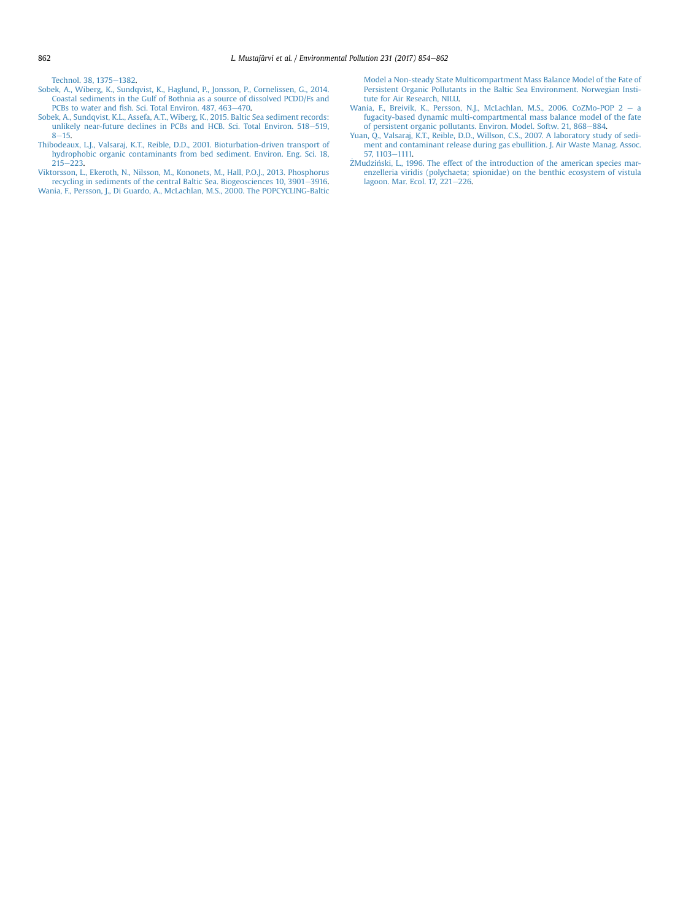Technol. 38, 1375–1382.

Sobek, A., Wiberg, K., Sundqvist, K., Haglund, P., Jonsson, P., Cornelissen, G., 2014. Coastal sediments in the Gulf of Bothnia as a source of dissolved PCDD/Fs and PCBs to water and fish. Sci. Total Environ. 487, 463–470.

Sobek, A., Sundqvist, K.L., Assefa, A.T., Wiberg, K., 2015. Baltic Sea sediment records: unlikely near-future declines in PCBs and HCB. Sci. Total Environ. 518–519, 8–15.

Thibodeaux, L.J., Valsaraj, K.T., Reible, D.D., 2001. Bioturbation-driven transport of hydrophobic organic contaminants from bed sediment. Environ. Eng. Sci. 18, 215–223.

Viktorsson, L., Ekeroth, N., Nilsson, M., Kononets, M., Hall, P.O.J., 2013. Phosphorus recycling in sediments of the central Baltic Sea. Biogeosciences 10, 3901–3916.

Wania, F., Persson, J., Di Guardo, A., McLachlan, M.S., 2000. The POPCYCLING-Baltic Model a Non-steady State Multicompartment Mass Balance Model of the Fate of Persistent Organic Pollutants in the Baltic Sea Environment. Norwegian Institute for Air Research, NILU.

Wania, F., Breivik, K., Persson, N.J., McLachlan, M.S., 2006. CoZMo-POP 2 – a fugacity-based dynamic multi-compartmental mass balance model of the fate of persistent organic pollutants. Environ. Model. Softw. 21, 868–884.

Yuan, Q., Valsaraj, K.T., Reible, D.D., Willson, C.S., 2007. A laboratory study of sediment and contaminant release during gas ebullition. J. Air Waste Manag. Assoc. 57, 1103–1111.

ŻMudziński, L., 1996. The effect of the introduction of the american species marenzelleria viridis (polychaeta; spionidae) on the benthic ecosystem of vistula lagoon. Mar. Ecol. 17, 221–226.